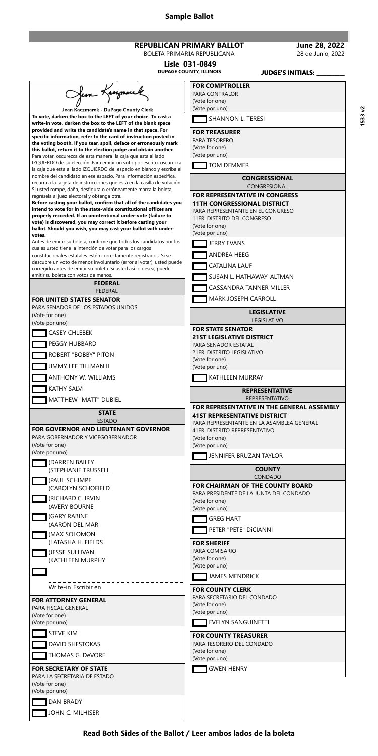**Sample Ballot**

**REPUBLICAN PRIMARY BALLOT**
BOLETA PRIMARIA REPUBLICANA

**June 28, 2022**
28 de Junio, 2022

**Lisle 031-0849**
**DUPAGE COUNTY, ILLINOIS**

**JUDGE'S INITIALS: __________**

1533 v2

Jean Kaczmarek - DuPage County Clerk

**To vote, darken the box to the LEFT of your choice. To cast a write-in vote, darken the box to the LEFT of the blank space provided and write the candidate's name in that space. For specific information, refer to the card of instruction posted in the voting booth. If you tear, spoil, deface or erroneously mark this ballot, return it to the election judge and obtain another.**
Para votar, oscurezca de esta manera la caja que esta al lado IZQUIERDO de su elección. Para emitir un voto por escrito, oscurezca la caja que esta al lado IZQUIERDO del espacio en blanco y escriba el nombre del candidato en ese espacio. Para información específica, recurra a la tarjeta de instrucciones que está en la casilla de votación. Si usted rompe, daña, desfigura o erróneamente marca la boleta, regrésela al juez electoral y obtenga otra.

**Before casting your ballot, confirm that all of the candidates you intend to vote for in the state-wide constitutional offices are properly recorded. If an unintentional under-vote (failure to vote) is discovered, you may correct it before casting your ballot. Should you wish, you may cast your ballot with under-votes.**
Antes de emitir su boleta, confirme que todos los candidatos por los cuales usted tiene la intención de votar para los cargos constitucionales estatales estén correctamente registrados. Si se descubre un voto de menos involuntario (error al votar), usted puede corregirlo antes de emitir su boleta. Si usted así lo desea, puede emitir su boleta con votos de menos.

## FEDERAL
FEDERAL

### FOR UNITED STATES SENATOR
PARA SENADOR DE LOS ESTADOS UNIDOS
(Vote for one)
(Vote por uno)

- CASEY CHLEBEK
- PEGGY HUBBARD
- ROBERT "BOBBY" PITON
- JIMMY LEE TILLMAN II
- ANTHONY W. WILLIAMS
- KATHY SALVI
- MATTHEW "MATT" DUBIEL

## STATE
ESTADO

### FOR GOVERNOR AND LIEUTENANT GOVERNOR
PARA GOBERNADOR Y VICEGOBERNADOR
(Vote for one)
(Vote por uno)

- (DARREN BAILEY
  (STEPHANIE TRUSSELL
- (PAUL SCHIMPF
  (CAROLYN SCHOFIELD
- (RICHARD C. IRVIN
  (AVERY BOURNE
- (GARY RABINE
  (AARON DEL MAR
- (MAX SOLOMON
  (LATASHA H. FIELDS
- (JESSE SULLIVAN
  (KATHLEEN MURPHY
- ______________________
  Write-in Escribir en

### FOR ATTORNEY GENERAL
PARA FISCAL GENERAL
(Vote for one)
(Vote por uno)

- STEVE KIM
- DAVID SHESTOKAS
- THOMAS G. DeVORE

### FOR SECRETARY OF STATE
PARA LA SECRETARIA DE ESTADO
(Vote for one)
(Vote por uno)

- DAN BRADY
- JOHN C. MILHISER

### FOR COMPTROLLER
PARA CONTRALOR
(Vote for one)
(Vote por uno)

- SHANNON L. TERESI

### FOR TREASURER
PARA TESORERO
(Vote for one)
(Vote por uno)

- TOM DEMMER

## CONGRESSIONAL
CONGRESIONAL

### FOR REPRESENTATIVE IN CONGRESS 11TH CONGRESSIONAL DISTRICT
PARA REPRESENTANTE EN EL CONGRESO
11ER. DISTRITO DEL CONGRESO
(Vote for one)
(Vote por uno)

- JERRY EVANS
- ANDREA HEEG
- CATALINA LAUF
- SUSAN L. HATHAWAY-ALTMAN
- CASSANDRA TANNER MILLER
- MARK JOSEPH CARROLL

## LEGISLATIVE
LEGISLATIVO

### FOR STATE SENATOR 21ST LEGISLATIVE DISTRICT
PARA SENADOR ESTATAL
21ER. DISTRITO LEGISLATIVO
(Vote for one)
(Vote por uno)

- KATHLEEN MURRAY

## REPRESENTATIVE
REPRESENTATIVO

### FOR REPRESENTATIVE IN THE GENERAL ASSEMBLY 41ST REPRESENTATIVE DISTRICT
PARA REPRESENTANTE EN LA ASAMBLEA GENERAL
41ER. DISTRITO REPRESENTATIVO
(Vote for one)
(Vote por uno)

- JENNIFER BRUZAN TAYLOR

## COUNTY
CONDADO

### FOR CHAIRMAN OF THE COUNTY BOARD
PARA PRESIDENTE DE LA JUNTA DEL CONDADO
(Vote for one)
(Vote por uno)

- GREG HART
- PETER "PETE" DiCIANNI

### FOR SHERIFF
PARA COMISARIO
(Vote for one)
(Vote por uno)

- JAMES MENDRICK

### FOR COUNTY CLERK
PARA SECRETARIO DEL CONDADO
(Vote for one)
(Vote por uno)

- EVELYN SANGUINETTI

### FOR COUNTY TREASURER
PARA TESORERO DEL CONDADO
(Vote for one)
(Vote por uno)

- GWEN HENRY

**Read Both Sides of the Ballot / Leer ambos lados de la boleta**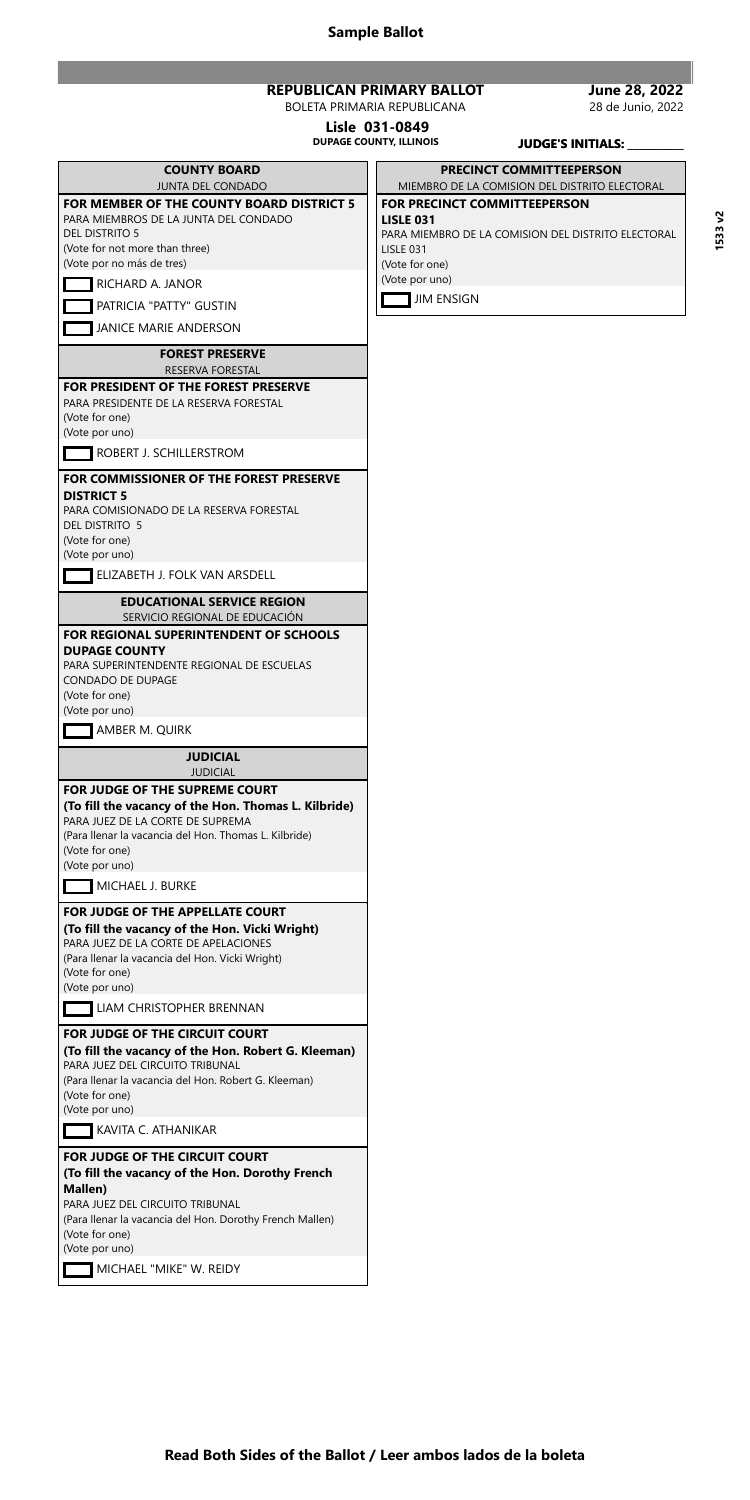**Sample Ballot**

**REPUBLICAN PRIMARY BALLOT**
BOLETA PRIMARIA REPUBLICANA

**June 28, 2022**
28 de Junio, 2022

**Lisle 031-0849**
**DUPAGE COUNTY, ILLINOIS**

**JUDGE'S INITIALS: __________**

1533 v2

## COUNTY BOARD
JUNTA DEL CONDADO

**FOR MEMBER OF THE COUNTY BOARD DISTRICT 5**
PARA MIEMBROS DE LA JUNTA DEL CONDADO
DEL DISTRITO 5
(Vote for not more than three)
(Vote por no más de tres)

- RICHARD A. JANOR
- PATRICIA "PATTY" GUSTIN
- JANICE MARIE ANDERSON

## FOREST PRESERVE
RESERVA FORESTAL

**FOR PRESIDENT OF THE FOREST PRESERVE**
PARA PRESIDENTE DE LA RESERVA FORESTAL
(Vote for one)
(Vote por uno)

- ROBERT J. SCHILLERSTROM

**FOR COMMISSIONER OF THE FOREST PRESERVE DISTRICT 5**
PARA COMISIONADO DE LA RESERVA FORESTAL
DEL DISTRITO 5
(Vote for one)
(Vote por uno)

- ELIZABETH J. FOLK VAN ARSDELL

## EDUCATIONAL SERVICE REGION
SERVICIO REGIONAL DE EDUCACIÓN

**FOR REGIONAL SUPERINTENDENT OF SCHOOLS DUPAGE COUNTY**
PARA SUPERINTENDENTE REGIONAL DE ESCUELAS
CONDADO DE DUPAGE
(Vote for one)
(Vote por uno)

- AMBER M. QUIRK

## JUDICIAL
JUDICIAL

**FOR JUDGE OF THE SUPREME COURT**
**(To fill the vacancy of the Hon. Thomas L. Kilbride)**
PARA JUEZ DE LA CORTE DE SUPREMA
(Para llenar la vacancia del Hon. Thomas L. Kilbride)
(Vote for one)
(Vote por uno)

- MICHAEL J. BURKE

**FOR JUDGE OF THE APPELLATE COURT**
**(To fill the vacancy of the Hon. Vicki Wright)**
PARA JUEZ DE LA CORTE DE APELACIONES
(Para llenar la vacancia del Hon. Vicki Wright)
(Vote for one)
(Vote por uno)

- LIAM CHRISTOPHER BRENNAN

**FOR JUDGE OF THE CIRCUIT COURT**
**(To fill the vacancy of the Hon. Robert G. Kleeman)**
PARA JUEZ DEL CIRCUITO TRIBUNAL
(Para llenar la vacancia del Hon. Robert G. Kleeman)
(Vote for one)
(Vote por uno)

- KAVITA C. ATHANIKAR

**FOR JUDGE OF THE CIRCUIT COURT**
**(To fill the vacancy of the Hon. Dorothy French Mallen)**
PARA JUEZ DEL CIRCUITO TRIBUNAL
(Para llenar la vacancia del Hon. Dorothy French Mallen)
(Vote for one)
(Vote por uno)

- MICHAEL "MIKE" W. REIDY

## PRECINCT COMMITTEEPERSON
MIEMBRO DE LA COMISION DEL DISTRITO ELECTORAL

**FOR PRECINCT COMMITTEEPERSON**
**LISLE 031**
PARA MIEMBRO DE LA COMISION DEL DISTRITO ELECTORAL
LISLE 031
(Vote for one)
(Vote por uno)

- JIM ENSIGN

**Read Both Sides of the Ballot / Leer ambos lados de la boleta**